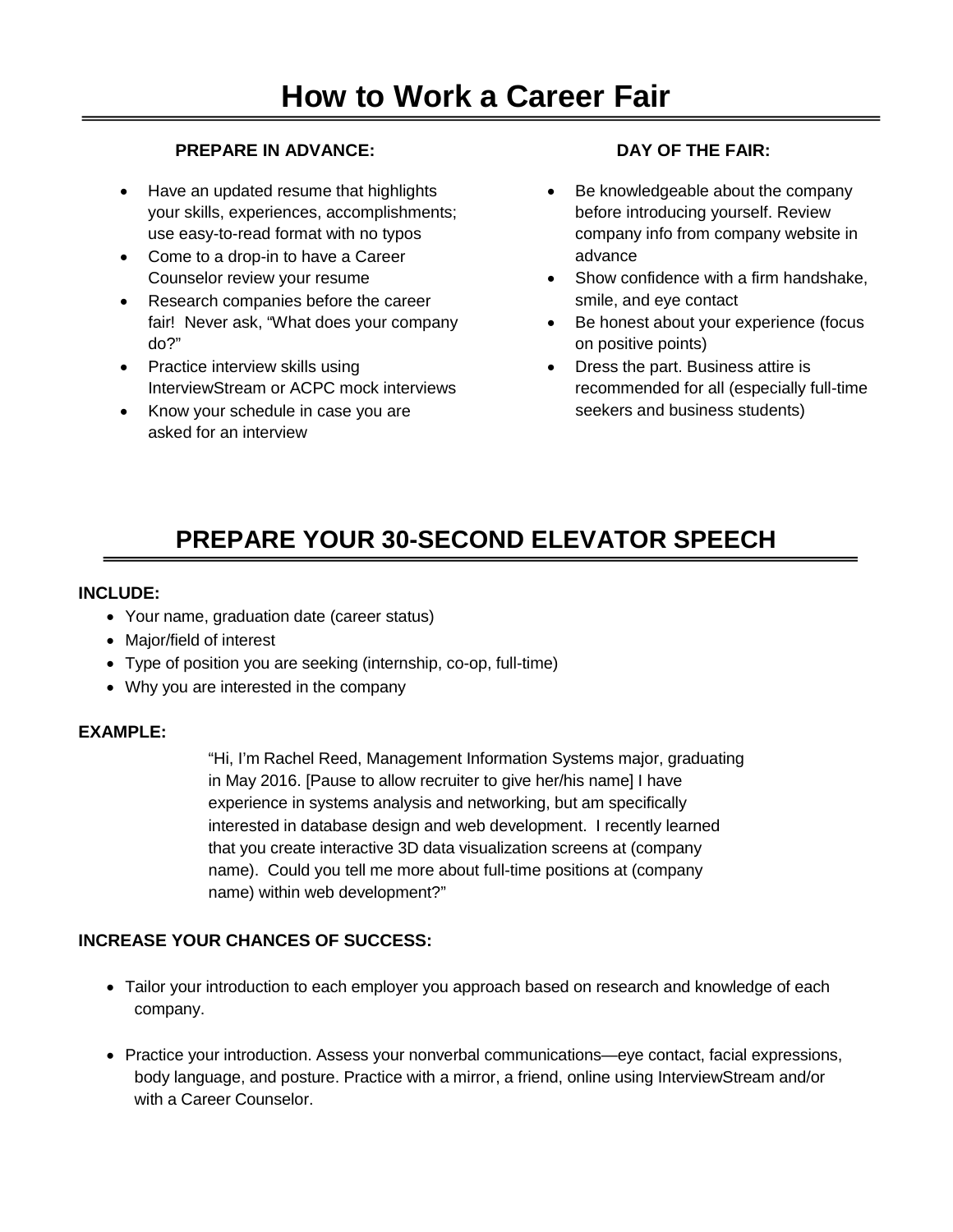# How to Work a Career Fair

### PREPARE IN ADVANCE:

- Have an updated resume that highlights your skills, experiences, accomplishments; use easy-to-read format with no typos
- Come to a drop-in to have a Career Counselor review your resume
- Research companies before the career fair! Never ask, "What does your company do?"
- Practice interview skills using InterviewStream or ACPC mock interviews
- Know your schedule in case you are asked for an interview

### DAY OF THE FAIR:

- Be knowledgeable about the company before introducing yourself. Review company info from company website in advance
- Show confidence with a firm handshake, smile, and eye contact
- Be honest about your experience (focus on positive points)
- Dress the part. Business attire is recommended for all (especially full-time seekers and business students)

## PREPARE YOUR 30-SECOND ELEVATOR SPEECH

**INCLUDE:**

- Your name, graduation date (career status)
- Major/field of interest
- Type of position you are seeking (internship, co-op, full-time)
- Why you are interested in the company

**EXAMPLE:**

> "Hi, I'm Rachel Reed, Management Information Systems major, graduating in May 2016. [Pause to allow recruiter to give her/his name] I have experience in systems analysis and networking, but am specifically interested in database design and web development. I recently learned that you create interactive 3D data visualization screens at (company name). Could you tell me more about full-time positions at (company name) within web development?"

**INCREASE YOUR CHANCES OF SUCCESS:**

- Tailor your introduction to each employer you approach based on research and knowledge of each company.
- Practice your introduction. Assess your nonverbal communications—eye contact, facial expressions, body language, and posture. Practice with a mirror, a friend, online using InterviewStream and/or with a Career Counselor.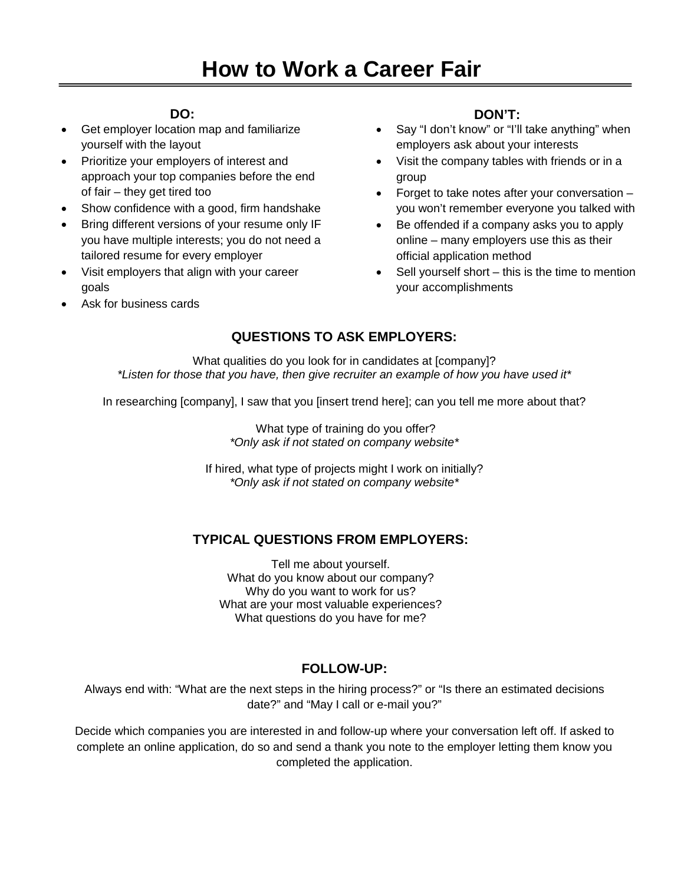# How to Work a Career Fair

## DO:

- Get employer location map and familiarize yourself with the layout
- Prioritize your employers of interest and approach your top companies before the end of fair – they get tired too
- Show confidence with a good, firm handshake
- Bring different versions of your resume only IF you have multiple interests; you do not need a tailored resume for every employer
- Visit employers that align with your career goals
- Ask for business cards

## DON'T:

- Say "I don't know" or "I'll take anything" when employers ask about your interests
- Visit the company tables with friends or in a group
- Forget to take notes after your conversation – you won't remember everyone you talked with
- Be offended if a company asks you to apply online – many employers use this as their official application method
- Sell yourself short – this is the time to mention your accomplishments

## QUESTIONS TO ASK EMPLOYERS:

What qualities do you look for in candidates at [company]?
*\*Listen for those that you have, then give recruiter an example of how you have used it\**

In researching [company], I saw that you [insert trend here]; can you tell me more about that?

What type of training do you offer?
*\*Only ask if not stated on company website\**

If hired, what type of projects might I work on initially?
*\*Only ask if not stated on company website\**

## TYPICAL QUESTIONS FROM EMPLOYERS:

Tell me about yourself.
What do you know about our company?
Why do you want to work for us?
What are your most valuable experiences?
What questions do you have for me?

## FOLLOW-UP:

Always end with: "What are the next steps in the hiring process?" or "Is there an estimated decisions date?" and "May I call or e-mail you?"

Decide which companies you are interested in and follow-up where your conversation left off. If asked to complete an online application, do so and send a thank you note to the employer letting them know you completed the application.